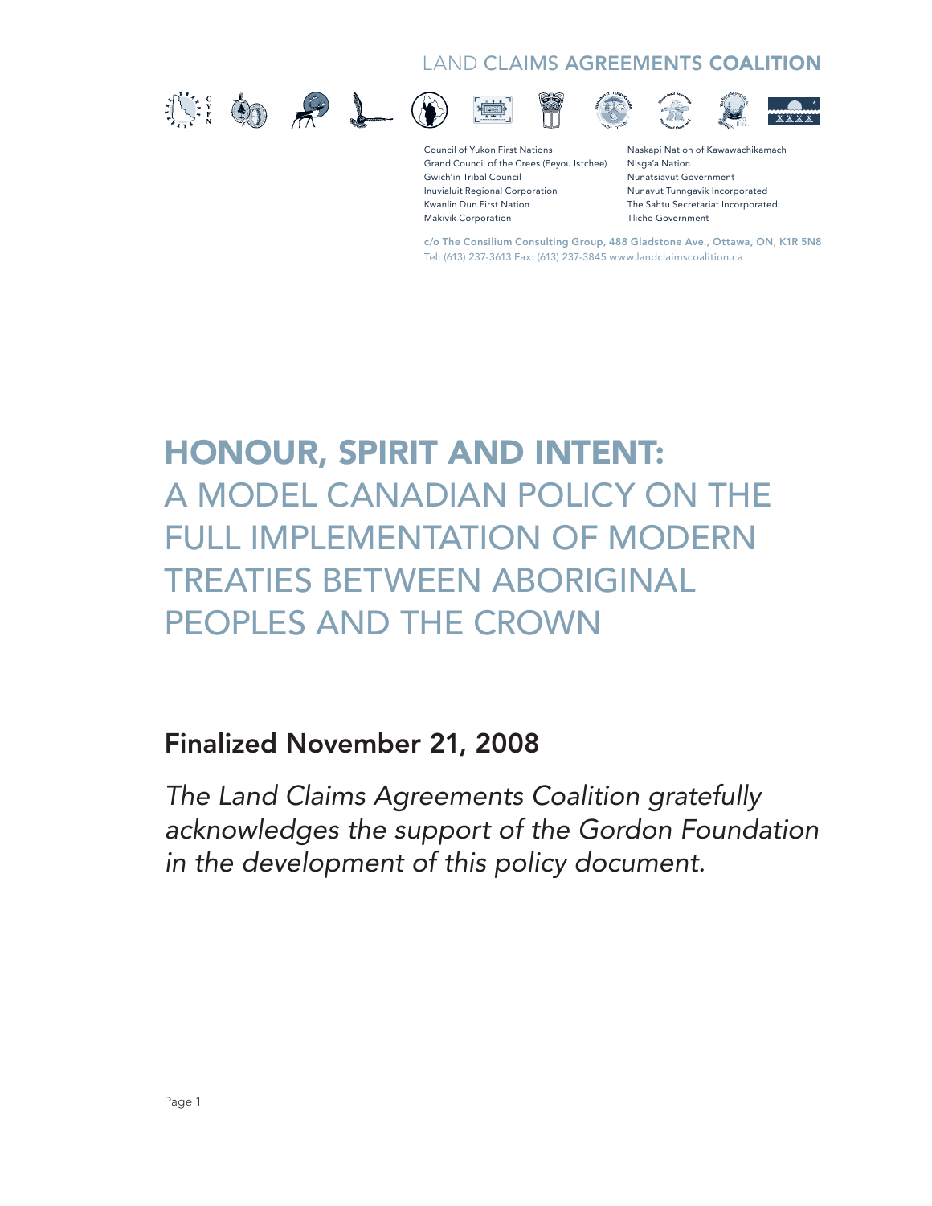LAND CLAIMS AGREEMENTS COALITION

Council of Yukon First Nations
Grand Council of the Crees (Eeyou Istchee)
Gwich'in Tribal Council
Inuvialuit Regional Corporation
Kwanlin Dun First Nation
Makivik Corporation
Naskapi Nation of Kawawachikamach
Nisga'a Nation
Nunatsiavut Government
Nunavut Tunngavik Incorporated
The Sahtu Secretariat Incorporated
Tlicho Government

c/o The Consilium Consulting Group, 488 Gladstone Ave., Ottawa, ON, K1R 5N8
Tel: (613) 237-3613 Fax: (613) 237-3845 www.landclaimscoalition.ca

# HONOUR, SPIRIT AND INTENT: A MODEL CANADIAN POLICY ON THE FULL IMPLEMENTATION OF MODERN TREATIES BETWEEN ABORIGINAL PEOPLES AND THE CROWN

## Finalized November 21, 2008

*The Land Claims Agreements Coalition gratefully acknowledges the support of the Gordon Foundation in the development of this policy document.*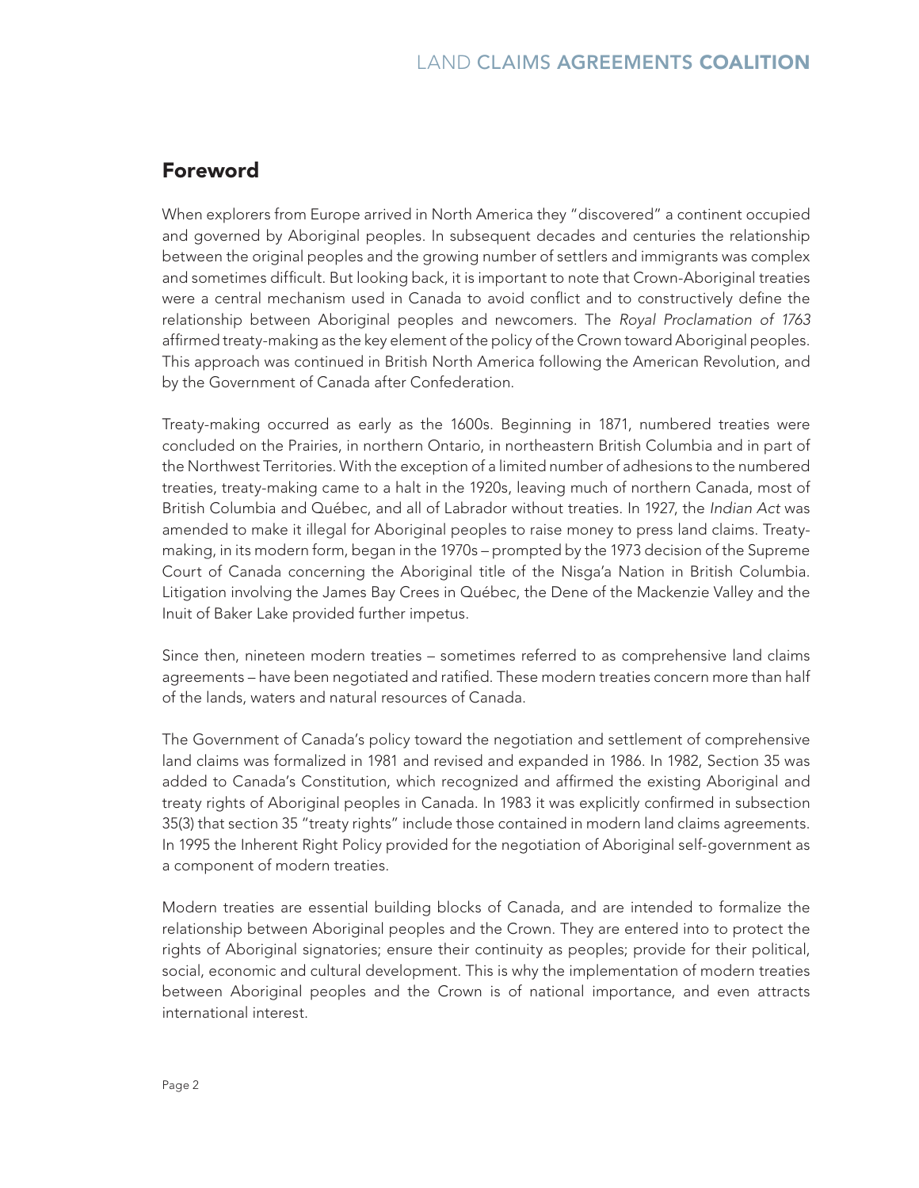## Foreword

When explorers from Europe arrived in North America they "discovered" a continent occupied and governed by Aboriginal peoples. In subsequent decades and centuries the relationship between the original peoples and the growing number of settlers and immigrants was complex and sometimes difficult. But looking back, it is important to note that Crown-Aboriginal treaties were a central mechanism used in Canada to avoid conflict and to constructively define the relationship between Aboriginal peoples and newcomers. The *Royal Proclamation of 1763* affirmed treaty-making as the key element of the policy of the Crown toward Aboriginal peoples. This approach was continued in British North America following the American Revolution, and by the Government of Canada after Confederation.

Treaty-making occurred as early as the 1600s. Beginning in 1871, numbered treaties were concluded on the Prairies, in northern Ontario, in northeastern British Columbia and in part of the Northwest Territories. With the exception of a limited number of adhesions to the numbered treaties, treaty-making came to a halt in the 1920s, leaving much of northern Canada, most of British Columbia and Québec, and all of Labrador without treaties. In 1927, the *Indian Act* was amended to make it illegal for Aboriginal peoples to raise money to press land claims. Treaty-making, in its modern form, began in the 1970s – prompted by the 1973 decision of the Supreme Court of Canada concerning the Aboriginal title of the Nisga'a Nation in British Columbia. Litigation involving the James Bay Crees in Québec, the Dene of the Mackenzie Valley and the Inuit of Baker Lake provided further impetus.

Since then, nineteen modern treaties – sometimes referred to as comprehensive land claims agreements – have been negotiated and ratified. These modern treaties concern more than half of the lands, waters and natural resources of Canada.

The Government of Canada's policy toward the negotiation and settlement of comprehensive land claims was formalized in 1981 and revised and expanded in 1986. In 1982, Section 35 was added to Canada's Constitution, which recognized and affirmed the existing Aboriginal and treaty rights of Aboriginal peoples in Canada. In 1983 it was explicitly confirmed in subsection 35(3) that section 35 "treaty rights" include those contained in modern land claims agreements. In 1995 the Inherent Right Policy provided for the negotiation of Aboriginal self-government as a component of modern treaties.

Modern treaties are essential building blocks of Canada, and are intended to formalize the relationship between Aboriginal peoples and the Crown. They are entered into to protect the rights of Aboriginal signatories; ensure their continuity as peoples; provide for their political, social, economic and cultural development. This is why the implementation of modern treaties between Aboriginal peoples and the Crown is of national importance, and even attracts international interest.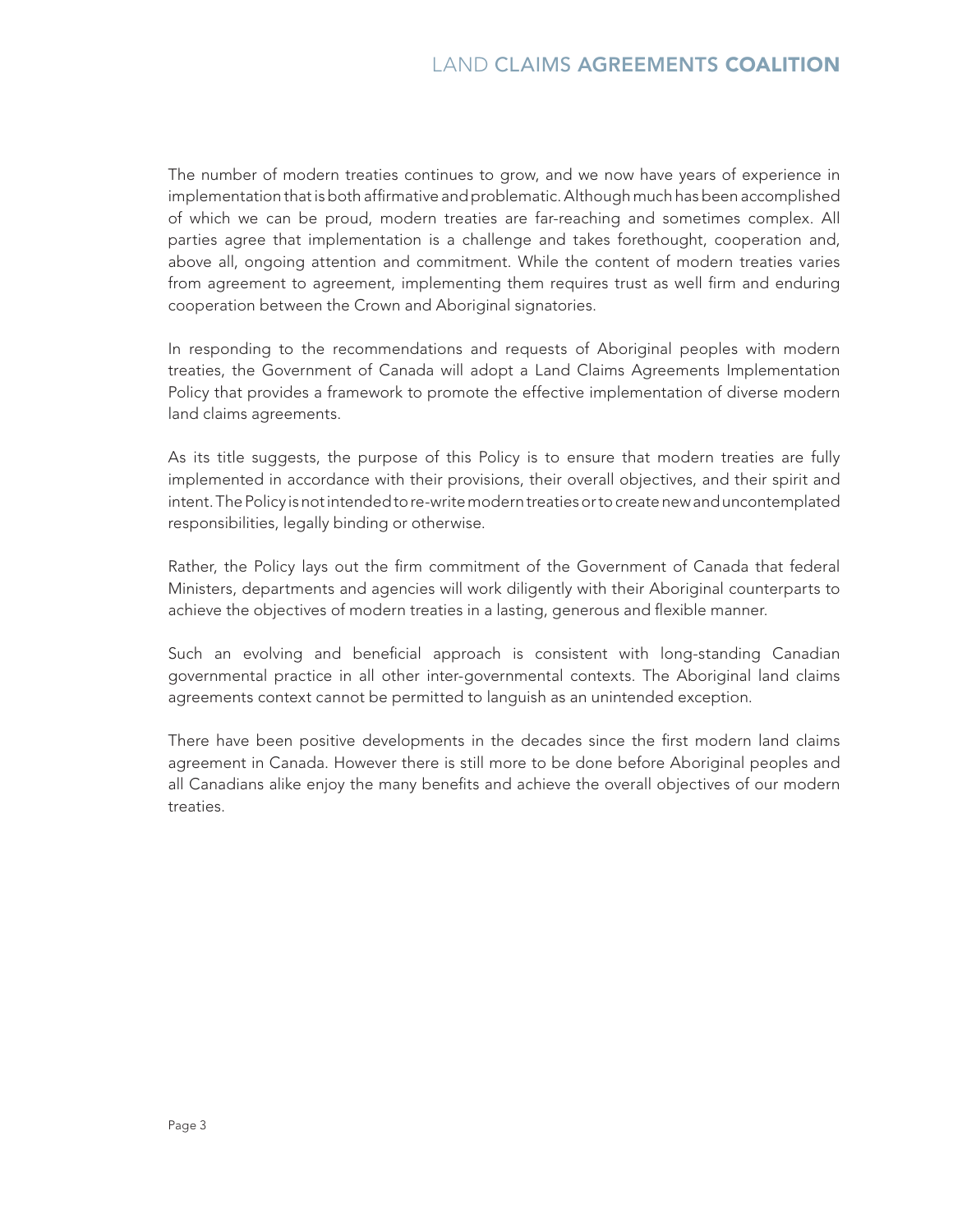The number of modern treaties continues to grow, and we now have years of experience in implementation that is both affirmative and problematic. Although much has been accomplished of which we can be proud, modern treaties are far-reaching and sometimes complex. All parties agree that implementation is a challenge and takes forethought, cooperation and, above all, ongoing attention and commitment. While the content of modern treaties varies from agreement to agreement, implementing them requires trust as well firm and enduring cooperation between the Crown and Aboriginal signatories.

In responding to the recommendations and requests of Aboriginal peoples with modern treaties, the Government of Canada will adopt a Land Claims Agreements Implementation Policy that provides a framework to promote the effective implementation of diverse modern land claims agreements.

As its title suggests, the purpose of this Policy is to ensure that modern treaties are fully implemented in accordance with their provisions, their overall objectives, and their spirit and intent. The Policy is not intended to re-write modern treaties or to create new and uncontemplated responsibilities, legally binding or otherwise.

Rather, the Policy lays out the firm commitment of the Government of Canada that federal Ministers, departments and agencies will work diligently with their Aboriginal counterparts to achieve the objectives of modern treaties in a lasting, generous and flexible manner.

Such an evolving and beneficial approach is consistent with long-standing Canadian governmental practice in all other inter-governmental contexts. The Aboriginal land claims agreements context cannot be permitted to languish as an unintended exception.

There have been positive developments in the decades since the first modern land claims agreement in Canada. However there is still more to be done before Aboriginal peoples and all Canadians alike enjoy the many benefits and achieve the overall objectives of our modern treaties.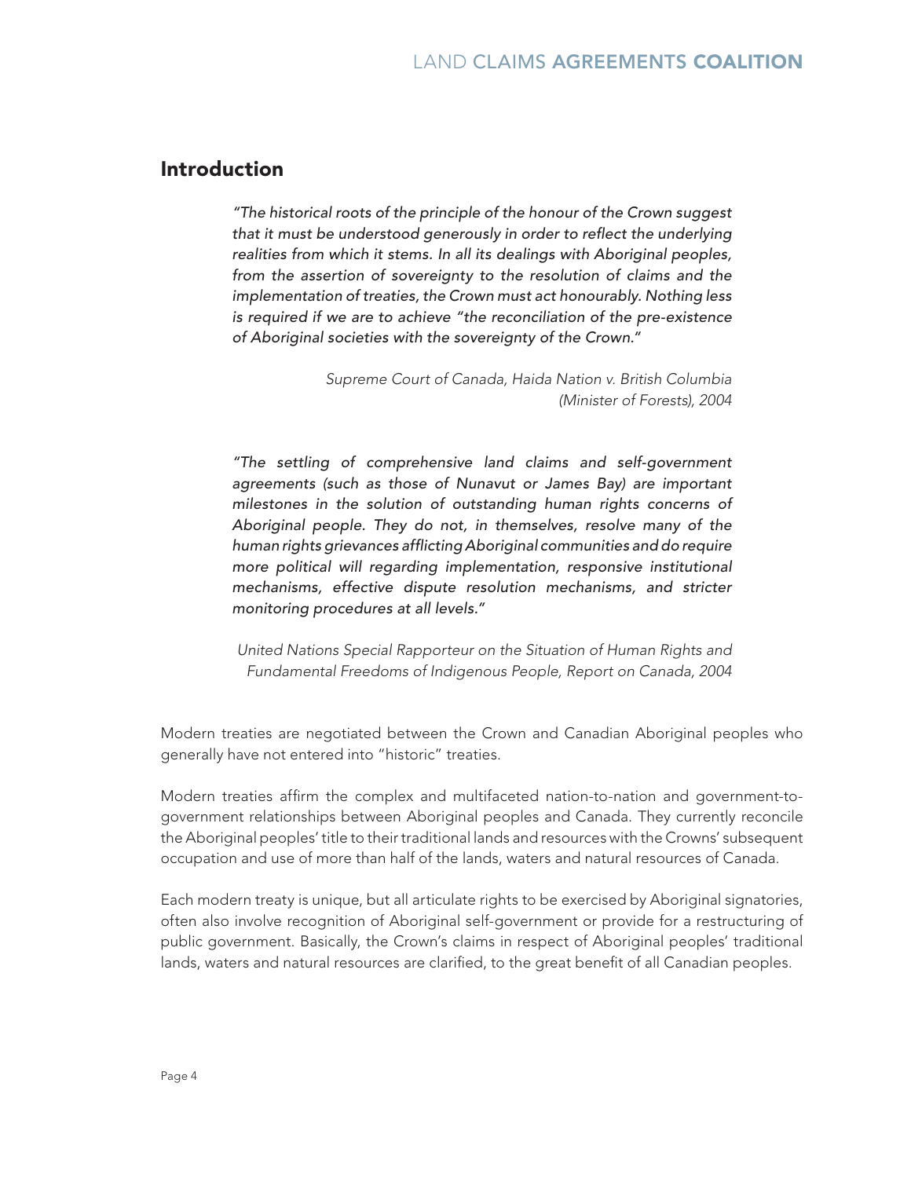## Introduction

> *"The historical roots of the principle of the honour of the Crown suggest that it must be understood generously in order to reflect the underlying realities from which it stems. In all its dealings with Aboriginal peoples, from the assertion of sovereignty to the resolution of claims and the implementation of treaties, the Crown must act honourably. Nothing less is required if we are to achieve "the reconciliation of the pre-existence of Aboriginal societies with the sovereignty of the Crown."*
>
> *Supreme Court of Canada, Haida Nation v. British Columbia (Minister of Forests), 2004*

> *"The settling of comprehensive land claims and self-government agreements (such as those of Nunavut or James Bay) are important milestones in the solution of outstanding human rights concerns of Aboriginal people. They do not, in themselves, resolve many of the human rights grievances afflicting Aboriginal communities and do require more political will regarding implementation, responsive institutional mechanisms, effective dispute resolution mechanisms, and stricter monitoring procedures at all levels."*
>
> *United Nations Special Rapporteur on the Situation of Human Rights and Fundamental Freedoms of Indigenous People, Report on Canada, 2004*

Modern treaties are negotiated between the Crown and Canadian Aboriginal peoples who generally have not entered into "historic" treaties.

Modern treaties affirm the complex and multifaceted nation-to-nation and government-to-government relationships between Aboriginal peoples and Canada. They currently reconcile the Aboriginal peoples' title to their traditional lands and resources with the Crowns' subsequent occupation and use of more than half of the lands, waters and natural resources of Canada.

Each modern treaty is unique, but all articulate rights to be exercised by Aboriginal signatories, often also involve recognition of Aboriginal self-government or provide for a restructuring of public government. Basically, the Crown's claims in respect of Aboriginal peoples' traditional lands, waters and natural resources are clarified, to the great benefit of all Canadian peoples.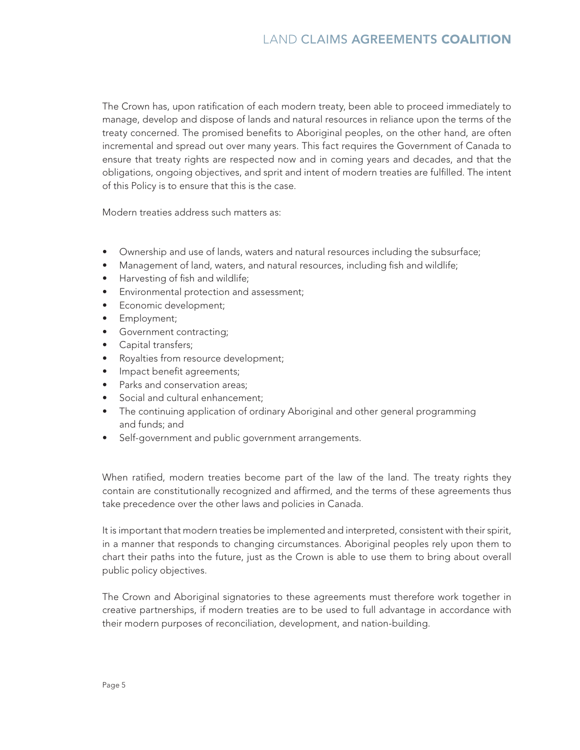The Crown has, upon ratification of each modern treaty, been able to proceed immediately to manage, develop and dispose of lands and natural resources in reliance upon the terms of the treaty concerned. The promised benefits to Aboriginal peoples, on the other hand, are often incremental and spread out over many years. This fact requires the Government of Canada to ensure that treaty rights are respected now and in coming years and decades, and that the obligations, ongoing objectives, and sprit and intent of modern treaties are fulfilled. The intent of this Policy is to ensure that this is the case.

Modern treaties address such matters as:

- Ownership and use of lands, waters and natural resources including the subsurface;
- Management of land, waters, and natural resources, including fish and wildlife;
- Harvesting of fish and wildlife;
- Environmental protection and assessment;
- Economic development;
- Employment;
- Government contracting;
- Capital transfers;
- Royalties from resource development;
- Impact benefit agreements;
- Parks and conservation areas;
- Social and cultural enhancement;
- The continuing application of ordinary Aboriginal and other general programming and funds; and
- Self-government and public government arrangements.

When ratified, modern treaties become part of the law of the land. The treaty rights they contain are constitutionally recognized and affirmed, and the terms of these agreements thus take precedence over the other laws and policies in Canada.

It is important that modern treaties be implemented and interpreted, consistent with their spirit, in a manner that responds to changing circumstances. Aboriginal peoples rely upon them to chart their paths into the future, just as the Crown is able to use them to bring about overall public policy objectives.

The Crown and Aboriginal signatories to these agreements must therefore work together in creative partnerships, if modern treaties are to be used to full advantage in accordance with their modern purposes of reconciliation, development, and nation-building.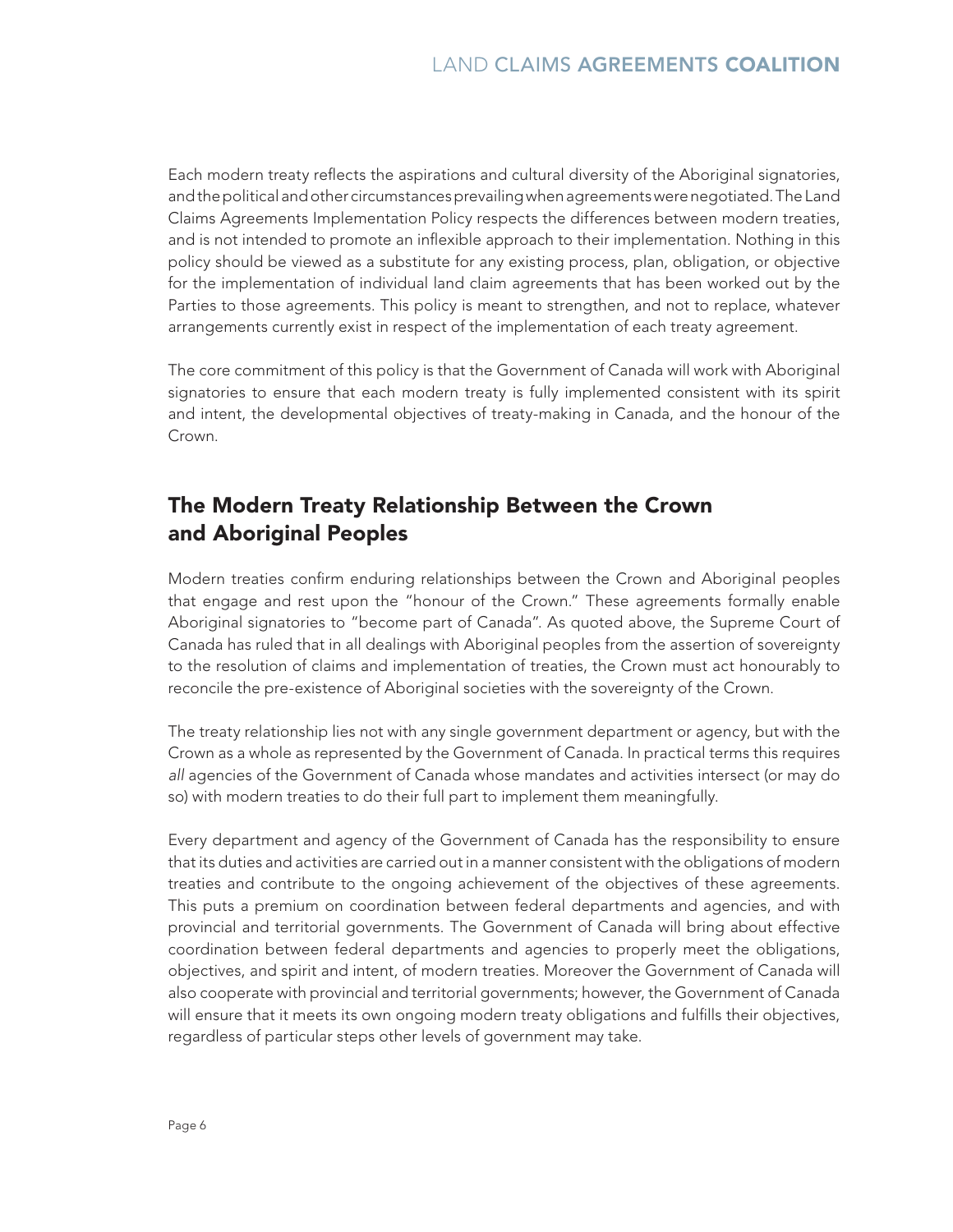Each modern treaty reflects the aspirations and cultural diversity of the Aboriginal signatories, and the political and other circumstances prevailing when agreements were negotiated. The Land Claims Agreements Implementation Policy respects the differences between modern treaties, and is not intended to promote an inflexible approach to their implementation. Nothing in this policy should be viewed as a substitute for any existing process, plan, obligation, or objective for the implementation of individual land claim agreements that has been worked out by the Parties to those agreements. This policy is meant to strengthen, and not to replace, whatever arrangements currently exist in respect of the implementation of each treaty agreement.

The core commitment of this policy is that the Government of Canada will work with Aboriginal signatories to ensure that each modern treaty is fully implemented consistent with its spirit and intent, the developmental objectives of treaty-making in Canada, and the honour of the Crown.

## The Modern Treaty Relationship Between the Crown and Aboriginal Peoples

Modern treaties confirm enduring relationships between the Crown and Aboriginal peoples that engage and rest upon the "honour of the Crown." These agreements formally enable Aboriginal signatories to "become part of Canada". As quoted above, the Supreme Court of Canada has ruled that in all dealings with Aboriginal peoples from the assertion of sovereignty to the resolution of claims and implementation of treaties, the Crown must act honourably to reconcile the pre-existence of Aboriginal societies with the sovereignty of the Crown.

The treaty relationship lies not with any single government department or agency, but with the Crown as a whole as represented by the Government of Canada. In practical terms this requires *all* agencies of the Government of Canada whose mandates and activities intersect (or may do so) with modern treaties to do their full part to implement them meaningfully.

Every department and agency of the Government of Canada has the responsibility to ensure that its duties and activities are carried out in a manner consistent with the obligations of modern treaties and contribute to the ongoing achievement of the objectives of these agreements. This puts a premium on coordination between federal departments and agencies, and with provincial and territorial governments. The Government of Canada will bring about effective coordination between federal departments and agencies to properly meet the obligations, objectives, and spirit and intent, of modern treaties. Moreover the Government of Canada will also cooperate with provincial and territorial governments; however, the Government of Canada will ensure that it meets its own ongoing modern treaty obligations and fulfills their objectives, regardless of particular steps other levels of government may take.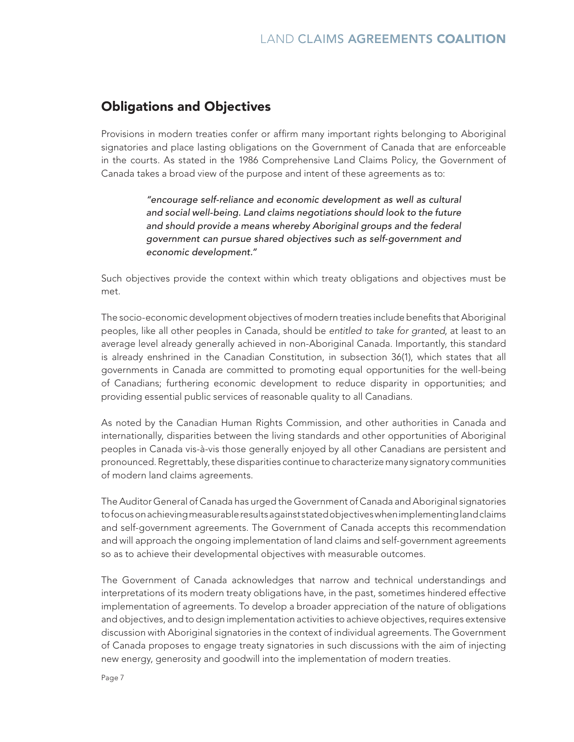## Obligations and Objectives

Provisions in modern treaties confer or affirm many important rights belonging to Aboriginal signatories and place lasting obligations on the Government of Canada that are enforceable in the courts. As stated in the 1986 Comprehensive Land Claims Policy, the Government of Canada takes a broad view of the purpose and intent of these agreements as to:

> *"encourage self-reliance and economic development as well as cultural and social well-being. Land claims negotiations should look to the future and should provide a means whereby Aboriginal groups and the federal government can pursue shared objectives such as self-government and economic development."*

Such objectives provide the context within which treaty obligations and objectives must be met.

The socio-economic development objectives of modern treaties include benefits that Aboriginal peoples, like all other peoples in Canada, should be *entitled to take for granted*, at least to an average level already generally achieved in non-Aboriginal Canada. Importantly, this standard is already enshrined in the Canadian Constitution, in subsection 36(1), which states that all governments in Canada are committed to promoting equal opportunities for the well-being of Canadians; furthering economic development to reduce disparity in opportunities; and providing essential public services of reasonable quality to all Canadians.

As noted by the Canadian Human Rights Commission, and other authorities in Canada and internationally, disparities between the living standards and other opportunities of Aboriginal peoples in Canada vis-à-vis those generally enjoyed by all other Canadians are persistent and pronounced. Regrettably, these disparities continue to characterize many signatory communities of modern land claims agreements.

The Auditor General of Canada has urged the Government of Canada and Aboriginal signatories to focus on achieving measurable results against stated objectives when implementing land claims and self-government agreements. The Government of Canada accepts this recommendation and will approach the ongoing implementation of land claims and self-government agreements so as to achieve their developmental objectives with measurable outcomes.

The Government of Canada acknowledges that narrow and technical understandings and interpretations of its modern treaty obligations have, in the past, sometimes hindered effective implementation of agreements. To develop a broader appreciation of the nature of obligations and objectives, and to design implementation activities to achieve objectives, requires extensive discussion with Aboriginal signatories in the context of individual agreements. The Government of Canada proposes to engage treaty signatories in such discussions with the aim of injecting new energy, generosity and goodwill into the implementation of modern treaties.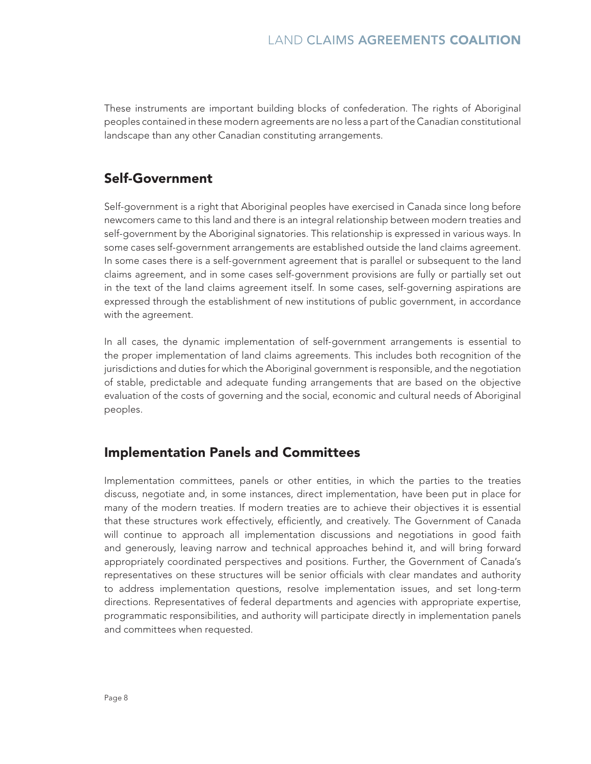These instruments are important building blocks of confederation. The rights of Aboriginal peoples contained in these modern agreements are no less a part of the Canadian constitutional landscape than any other Canadian constituting arrangements.

## Self-Government

Self-government is a right that Aboriginal peoples have exercised in Canada since long before newcomers came to this land and there is an integral relationship between modern treaties and self-government by the Aboriginal signatories. This relationship is expressed in various ways. In some cases self-government arrangements are established outside the land claims agreement. In some cases there is a self-government agreement that is parallel or subsequent to the land claims agreement, and in some cases self-government provisions are fully or partially set out in the text of the land claims agreement itself. In some cases, self-governing aspirations are expressed through the establishment of new institutions of public government, in accordance with the agreement.

In all cases, the dynamic implementation of self-government arrangements is essential to the proper implementation of land claims agreements. This includes both recognition of the jurisdictions and duties for which the Aboriginal government is responsible, and the negotiation of stable, predictable and adequate funding arrangements that are based on the objective evaluation of the costs of governing and the social, economic and cultural needs of Aboriginal peoples.

## Implementation Panels and Committees

Implementation committees, panels or other entities, in which the parties to the treaties discuss, negotiate and, in some instances, direct implementation, have been put in place for many of the modern treaties. If modern treaties are to achieve their objectives it is essential that these structures work effectively, efficiently, and creatively. The Government of Canada will continue to approach all implementation discussions and negotiations in good faith and generously, leaving narrow and technical approaches behind it, and will bring forward appropriately coordinated perspectives and positions. Further, the Government of Canada's representatives on these structures will be senior officials with clear mandates and authority to address implementation questions, resolve implementation issues, and set long-term directions. Representatives of federal departments and agencies with appropriate expertise, programmatic responsibilities, and authority will participate directly in implementation panels and committees when requested.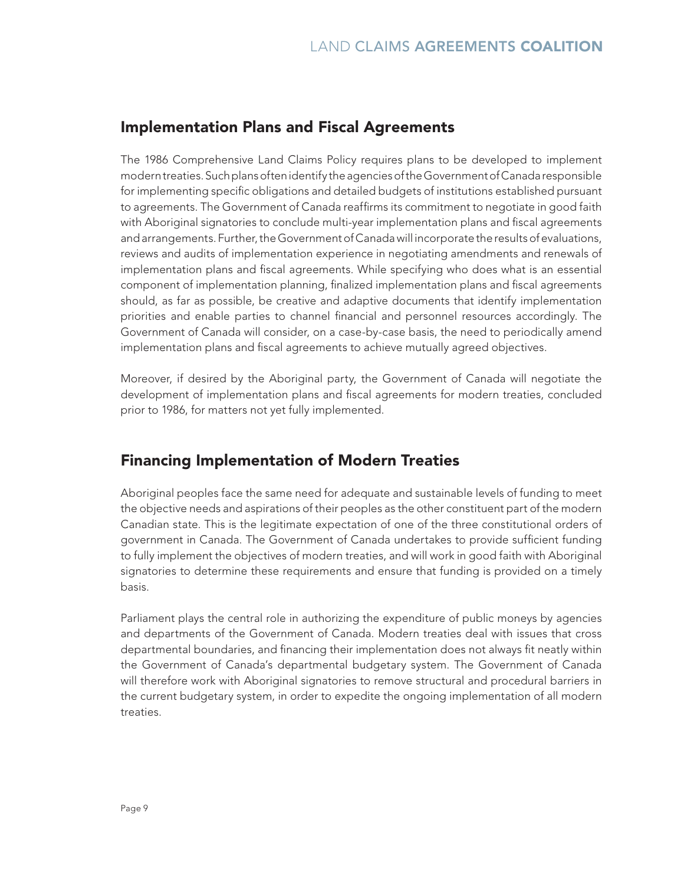## Implementation Plans and Fiscal Agreements

The 1986 Comprehensive Land Claims Policy requires plans to be developed to implement modern treaties. Such plans often identify the agencies of the Government of Canada responsible for implementing specific obligations and detailed budgets of institutions established pursuant to agreements. The Government of Canada reaffirms its commitment to negotiate in good faith with Aboriginal signatories to conclude multi-year implementation plans and fiscal agreements and arrangements. Further, the Government of Canada will incorporate the results of evaluations, reviews and audits of implementation experience in negotiating amendments and renewals of implementation plans and fiscal agreements. While specifying who does what is an essential component of implementation planning, finalized implementation plans and fiscal agreements should, as far as possible, be creative and adaptive documents that identify implementation priorities and enable parties to channel financial and personnel resources accordingly. The Government of Canada will consider, on a case-by-case basis, the need to periodically amend implementation plans and fiscal agreements to achieve mutually agreed objectives.

Moreover, if desired by the Aboriginal party, the Government of Canada will negotiate the development of implementation plans and fiscal agreements for modern treaties, concluded prior to 1986, for matters not yet fully implemented.

## Financing Implementation of Modern Treaties

Aboriginal peoples face the same need for adequate and sustainable levels of funding to meet the objective needs and aspirations of their peoples as the other constituent part of the modern Canadian state. This is the legitimate expectation of one of the three constitutional orders of government in Canada. The Government of Canada undertakes to provide sufficient funding to fully implement the objectives of modern treaties, and will work in good faith with Aboriginal signatories to determine these requirements and ensure that funding is provided on a timely basis.

Parliament plays the central role in authorizing the expenditure of public moneys by agencies and departments of the Government of Canada. Modern treaties deal with issues that cross departmental boundaries, and financing their implementation does not always fit neatly within the Government of Canada's departmental budgetary system. The Government of Canada will therefore work with Aboriginal signatories to remove structural and procedural barriers in the current budgetary system, in order to expedite the ongoing implementation of all modern treaties.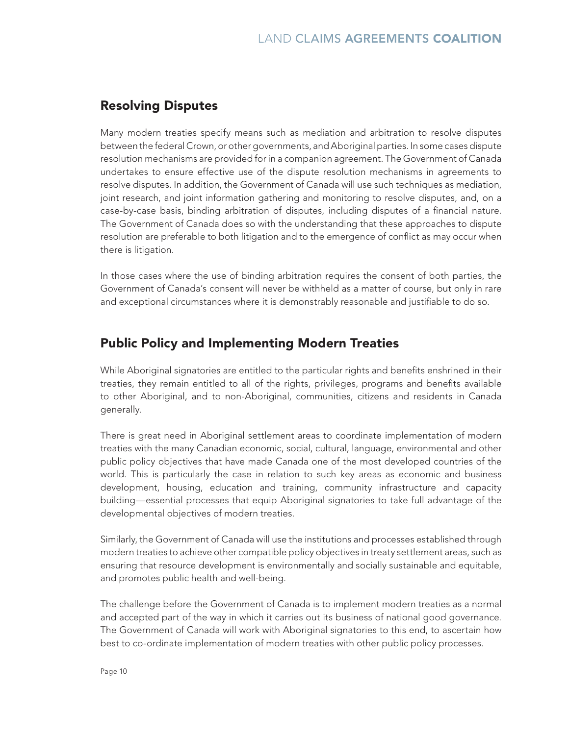## Resolving Disputes

Many modern treaties specify means such as mediation and arbitration to resolve disputes between the federal Crown, or other governments, and Aboriginal parties. In some cases dispute resolution mechanisms are provided for in a companion agreement. The Government of Canada undertakes to ensure effective use of the dispute resolution mechanisms in agreements to resolve disputes. In addition, the Government of Canada will use such techniques as mediation, joint research, and joint information gathering and monitoring to resolve disputes, and, on a case-by-case basis, binding arbitration of disputes, including disputes of a financial nature. The Government of Canada does so with the understanding that these approaches to dispute resolution are preferable to both litigation and to the emergence of conflict as may occur when there is litigation.

In those cases where the use of binding arbitration requires the consent of both parties, the Government of Canada's consent will never be withheld as a matter of course, but only in rare and exceptional circumstances where it is demonstrably reasonable and justifiable to do so.

## Public Policy and Implementing Modern Treaties

While Aboriginal signatories are entitled to the particular rights and benefits enshrined in their treaties, they remain entitled to all of the rights, privileges, programs and benefits available to other Aboriginal, and to non-Aboriginal, communities, citizens and residents in Canada generally.

There is great need in Aboriginal settlement areas to coordinate implementation of modern treaties with the many Canadian economic, social, cultural, language, environmental and other public policy objectives that have made Canada one of the most developed countries of the world. This is particularly the case in relation to such key areas as economic and business development, housing, education and training, community infrastructure and capacity building—essential processes that equip Aboriginal signatories to take full advantage of the developmental objectives of modern treaties.

Similarly, the Government of Canada will use the institutions and processes established through modern treaties to achieve other compatible policy objectives in treaty settlement areas, such as ensuring that resource development is environmentally and socially sustainable and equitable, and promotes public health and well-being.

The challenge before the Government of Canada is to implement modern treaties as a normal and accepted part of the way in which it carries out its business of national good governance. The Government of Canada will work with Aboriginal signatories to this end, to ascertain how best to co-ordinate implementation of modern treaties with other public policy processes.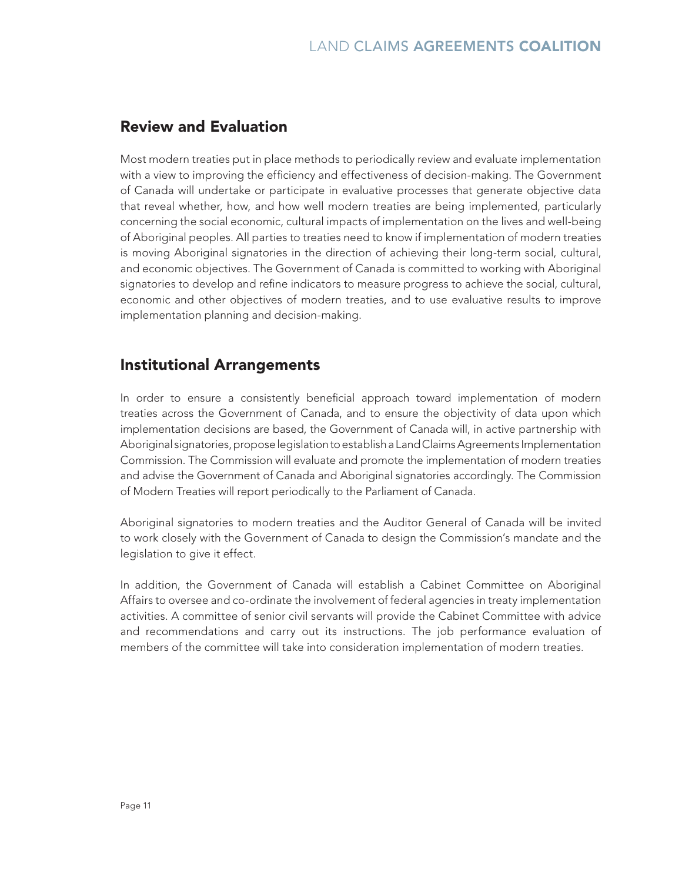## Review and Evaluation

Most modern treaties put in place methods to periodically review and evaluate implementation with a view to improving the efficiency and effectiveness of decision-making. The Government of Canada will undertake or participate in evaluative processes that generate objective data that reveal whether, how, and how well modern treaties are being implemented, particularly concerning the social economic, cultural impacts of implementation on the lives and well-being of Aboriginal peoples. All parties to treaties need to know if implementation of modern treaties is moving Aboriginal signatories in the direction of achieving their long-term social, cultural, and economic objectives. The Government of Canada is committed to working with Aboriginal signatories to develop and refine indicators to measure progress to achieve the social, cultural, economic and other objectives of modern treaties, and to use evaluative results to improve implementation planning and decision-making.

## Institutional Arrangements

In order to ensure a consistently beneficial approach toward implementation of modern treaties across the Government of Canada, and to ensure the objectivity of data upon which implementation decisions are based, the Government of Canada will, in active partnership with Aboriginal signatories, propose legislation to establish a Land Claims Agreements Implementation Commission. The Commission will evaluate and promote the implementation of modern treaties and advise the Government of Canada and Aboriginal signatories accordingly. The Commission of Modern Treaties will report periodically to the Parliament of Canada.

Aboriginal signatories to modern treaties and the Auditor General of Canada will be invited to work closely with the Government of Canada to design the Commission's mandate and the legislation to give it effect.

In addition, the Government of Canada will establish a Cabinet Committee on Aboriginal Affairs to oversee and co-ordinate the involvement of federal agencies in treaty implementation activities. A committee of senior civil servants will provide the Cabinet Committee with advice and recommendations and carry out its instructions. The job performance evaluation of members of the committee will take into consideration implementation of modern treaties.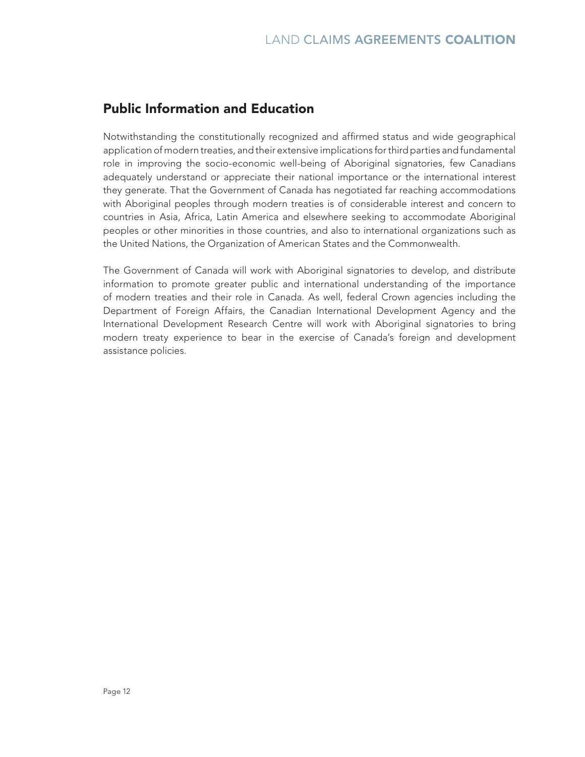## Public Information and Education

Notwithstanding the constitutionally recognized and affirmed status and wide geographical application of modern treaties, and their extensive implications for third parties and fundamental role in improving the socio-economic well-being of Aboriginal signatories, few Canadians adequately understand or appreciate their national importance or the international interest they generate. That the Government of Canada has negotiated far reaching accommodations with Aboriginal peoples through modern treaties is of considerable interest and concern to countries in Asia, Africa, Latin America and elsewhere seeking to accommodate Aboriginal peoples or other minorities in those countries, and also to international organizations such as the United Nations, the Organization of American States and the Commonwealth.

The Government of Canada will work with Aboriginal signatories to develop, and distribute information to promote greater public and international understanding of the importance of modern treaties and their role in Canada. As well, federal Crown agencies including the Department of Foreign Affairs, the Canadian International Development Agency and the International Development Research Centre will work with Aboriginal signatories to bring modern treaty experience to bear in the exercise of Canada's foreign and development assistance policies.